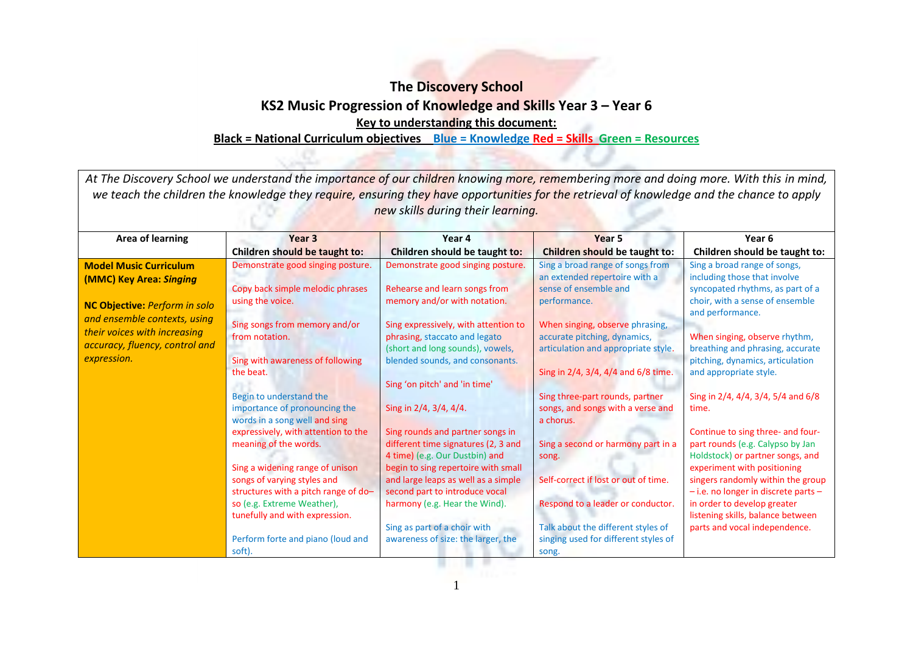# The Discovery School

## KS2 Music Progression of Knowledge and Skills Year 3 – Year 6

**Key to understanding this document:**

**Black = National Curriculum objectives  Blue = Knowledge Red = Skills  Green = Resources**

*At The Discovery School we understand the importance of our children knowing more, remembering more and doing more. With this in mind, we teach the children the knowledge they require, ensuring they have opportunities for the retrieval of knowledge and the chance to apply new skills during their learning.*

| Area of learning | Year 3<br>Children should be taught to: | Year 4<br>Children should be taught to: | Year 5<br>Children should be taught to: | Year 6<br>Children should be taught to: |
|---|---|---|---|---|
| **Model Music Curriculum (MMC) Key Area: *Singing***<br><br>**NC Objective:** *Perform in solo and ensemble contexts, using their voices with increasing accuracy, fluency, control and expression.* | Demonstrate good singing posture.<br><br>Copy back simple melodic phrases using the voice.<br><br>Sing songs from memory and/or from notation.<br><br>Sing with awareness of following the beat.<br><br>Begin to understand the importance of pronouncing the words in a song well and sing expressively, with attention to the meaning of the words.<br><br>Sing a widening range of unison songs of varying styles and structures with a pitch range of do–so (e.g. Extreme Weather), tunefully and with expression.<br><br>Perform forte and piano (loud and soft). | Demonstrate good singing posture.<br><br>Rehearse and learn songs from memory and/or with notation.<br><br>Sing expressively, with attention to phrasing, staccato and legato (short and long sounds), vowels, blended sounds, and consonants.<br><br>Sing 'on pitch' and 'in time'<br><br>Sing in 2/4, 3/4, 4/4.<br><br>Sing rounds and partner songs in different time signatures (2, 3 and 4 time) (e.g. Our Dustbin) and begin to sing repertoire with small and large leaps as well as a simple second part to introduce vocal harmony (e.g. Hear the Wind).<br><br>Sing as part of a choir with awareness of size: the larger, the | Sing a broad range of songs from an extended repertoire with a sense of ensemble and performance.<br><br>When singing, observe phrasing, accurate pitching, dynamics, articulation and appropriate style.<br><br>Sing in 2/4, 3/4, 4/4 and 6/8 time.<br><br>Sing three-part rounds, partner songs, and songs with a verse and a chorus.<br><br>Sing a second or harmony part in a song.<br><br>Self-correct if lost or out of time.<br><br>Respond to a leader or conductor.<br><br>Talk about the different styles of singing used for different styles of song. | Sing a broad range of songs, including those that involve syncopated rhythms, as part of a choir, with a sense of ensemble and performance.<br><br>When singing, observe rhythm, breathing and phrasing, accurate pitching, dynamics, articulation and appropriate style.<br><br>Sing in 2/4, 4/4, 3/4, 5/4 and 6/8 time.<br><br>Continue to sing three- and four-part rounds (e.g. Calypso by Jan Holdstock) or partner songs, and experiment with positioning singers randomly within the group – i.e. no longer in discrete parts – in order to develop greater listening skills, balance between parts and vocal independence. |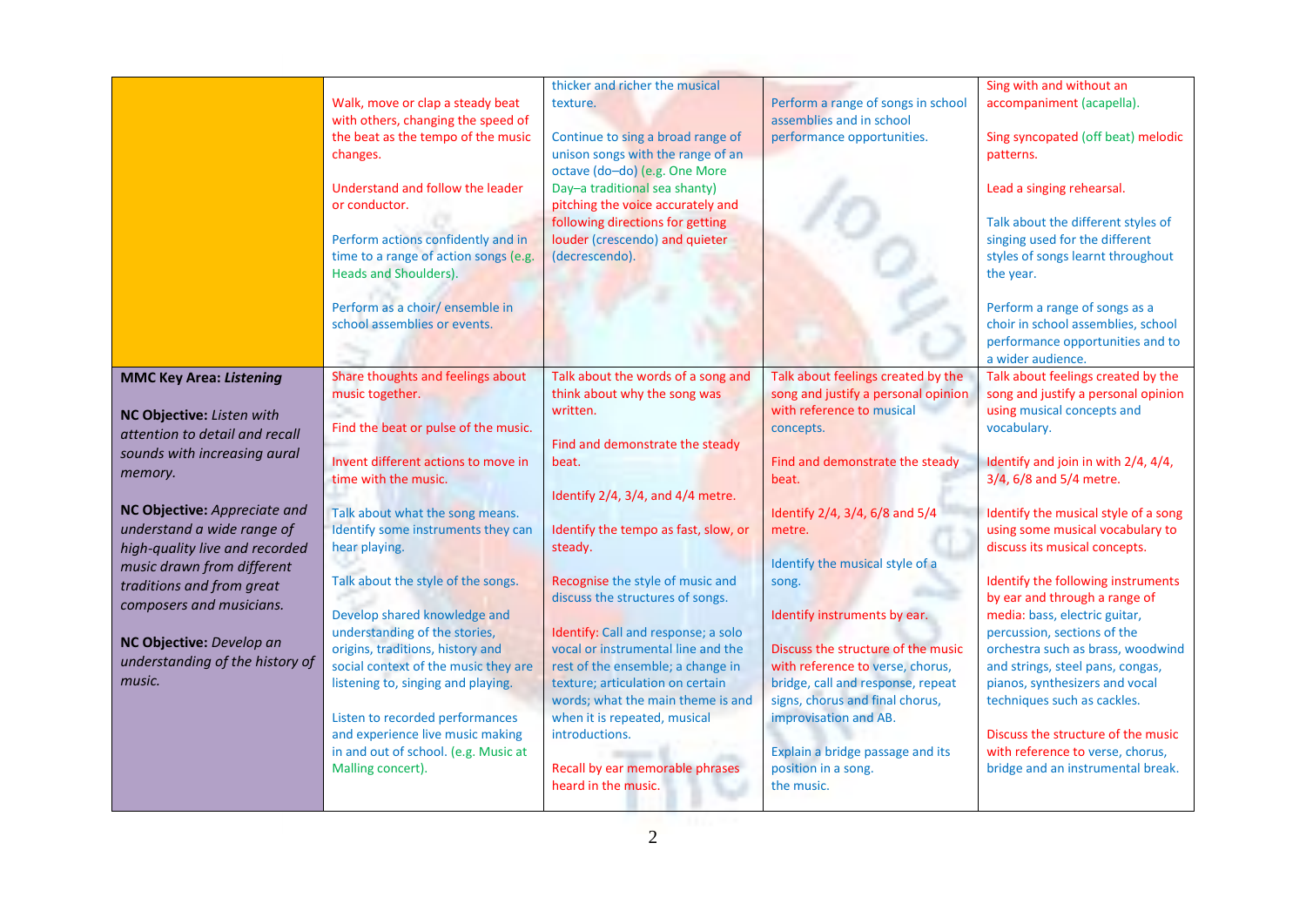|  |  |  |  |  |
|---|---|---|---|---|
|  | Walk, move or clap a steady beat with others, changing the speed of the beat as the tempo of the music changes.<br><br>Understand and follow the leader or conductor.<br><br>Perform actions confidently and in time to a range of action songs (e.g. Heads and Shoulders).<br><br>Perform as a choir/ ensemble in school assemblies or events. | thicker and richer the musical texture.<br><br>Continue to sing a broad range of unison songs with the range of an octave (do–do) (e.g. One More Day–a traditional sea shanty) pitching the voice accurately and following directions for getting louder (crescendo) and quieter (decrescendo). | Perform a range of songs in school assemblies and in school performance opportunities. | Sing with and without an accompaniment (acapella).<br><br>Sing syncopated (off beat) melodic patterns.<br><br>Lead a singing rehearsal.<br><br>Talk about the different styles of singing used for the different styles of songs learnt throughout the year.<br><br>Perform a range of songs as a choir in school assemblies, school performance opportunities and to a wider audience. |
| **MMC Key Area:** ***Listening***<br><br>**NC Objective:** *Listen with attention to detail and recall sounds with increasing aural memory.*<br><br>**NC Objective:** *Appreciate and understand a wide range of high-quality live and recorded music drawn from different traditions and from great composers and musicians.*<br><br>**NC Objective:** *Develop an understanding of the history of music.* | Share thoughts and feelings about music together.<br><br>Find the beat or pulse of the music.<br><br>Invent different actions to move in time with the music.<br><br>Talk about what the song means. Identify some instruments they can hear playing.<br><br>Talk about the style of the songs.<br><br>Develop shared knowledge and understanding of the stories, origins, traditions, history and social context of the music they are listening to, singing and playing.<br><br>Listen to recorded performances and experience live music making in and out of school. (e.g. Music at Malling concert). | Talk about the words of a song and think about why the song was written.<br><br>Find and demonstrate the steady beat.<br><br>Identify 2/4, 3/4, and 4/4 metre.<br><br>Identify the tempo as fast, slow, or steady.<br><br>Recognise the style of music and discuss the structures of songs.<br><br>Identify: Call and response; a solo vocal or instrumental line and the rest of the ensemble; a change in texture; articulation on certain words; what the main theme is and when it is repeated, musical introductions.<br><br>Recall by ear memorable phrases heard in the music. | Talk about feelings created by the song and justify a personal opinion with reference to musical concepts.<br><br>Find and demonstrate the steady beat.<br><br>Identify 2/4, 3/4, 6/8 and 5/4 metre.<br><br>Identify the musical style of a song.<br><br>Identify instruments by ear.<br><br>Discuss the structure of the music with reference to verse, chorus, bridge, call and response, repeat signs, chorus and final chorus, improvisation and AB.<br><br>Explain a bridge passage and its position in a song.<br>the music. | Talk about feelings created by the song and justify a personal opinion using musical concepts and vocabulary.<br><br>Identify and join in with 2/4, 4/4, 3/4, 6/8 and 5/4 metre.<br><br>Identify the musical style of a song using some musical vocabulary to discuss its musical concepts.<br><br>Identify the following instruments by ear and through a range of media: bass, electric guitar, percussion, sections of the orchestra such as brass, woodwind and strings, steel pans, congas, pianos, synthesizers and vocal techniques such as cackles.<br><br>Discuss the structure of the music with reference to verse, chorus, bridge and an instrumental break. |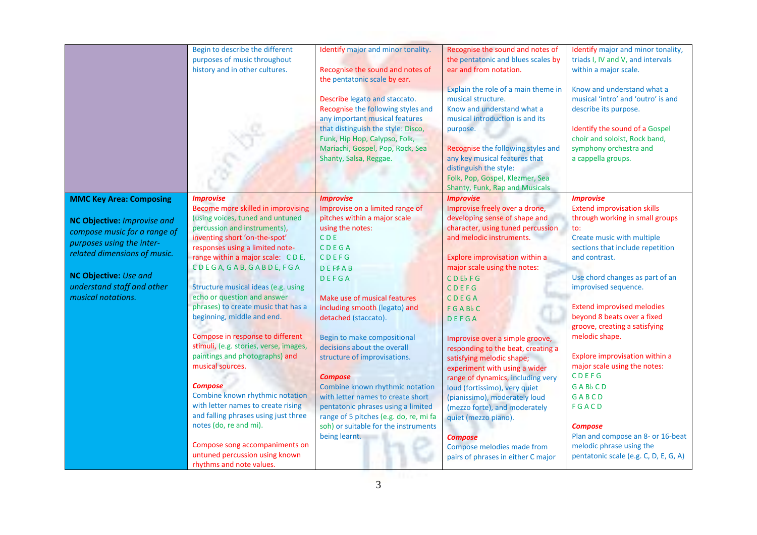| | | | | |
|---|---|---|---|---|
| | Begin to describe the different purposes of music throughout history and in other cultures. | Identify major and minor tonality.<br><br>Recognise the sound and notes of the pentatonic scale by ear.<br><br>Describe legato and staccato.<br>Recognise the following styles and any important musical features that distinguish the style: Disco, Funk, Hip Hop, Calypso, Folk, Mariachi, Gospel, Pop, Rock, Sea Shanty, Salsa, Reggae. | Recognise the sound and notes of the pentatonic and blues scales by ear and from notation.<br><br>Explain the role of a main theme in musical structure.<br>Know and understand what a musical introduction is and its purpose.<br><br>Recognise the following styles and any key musical features that distinguish the style:<br>Folk, Pop, Gospel, Klezmer, Sea Shanty, Funk, Rap and Musicals | Identify major and minor tonality, triads I, IV and V, and intervals within a major scale.<br><br>Know and understand what a musical 'intro' and 'outro' is and describe its purpose.<br><br>Identify the sound of a Gospel choir and soloist, Rock band, symphony orchestra and a cappella groups. |
| **MMC Key Area: Composing**<br><br>**NC Objective:** *Improvise and compose music for a range of purposes using the inter-related dimensions of music.*<br><br>**NC Objective:** *Use and understand staff and other musical notations.* | ***Improvise***<br>Become more skilled in improvising (using voices, tuned and untuned percussion and instruments), inventing short 'on-the-spot' responses using a limited note-range within a major scale: C D E, C D E G A, G A B, G A B D E, F G A<br><br>Structure musical ideas (e.g. using echo or question and answer phrases) to create music that has a beginning, middle and end.<br><br>Compose in response to different stimuli, (e.g. stories, verse, images, paintings and photographs) and musical sources.<br><br>***Compose***<br>Combine known rhythmic notation with letter names to create rising and falling phrases using just three notes (do, re and mi).<br><br>Compose song accompaniments on untuned percussion using known rhythms and note values. | ***Improvise***<br>Improvise on a limited range of pitches within a major scale using the notes:<br>C D E<br>C D E G A<br>C D E F G<br>D E F♯ A B<br>D E F G A<br><br>Make use of musical features including smooth (legato) and detached (staccato).<br><br>Begin to make compositional decisions about the overall structure of improvisations.<br><br>***Compose***<br>Combine known rhythmic notation with letter names to create short pentatonic phrases using a limited range of 5 pitches (e.g. do, re, mi fa soh) or suitable for the instruments being learnt. | ***Improvise***<br>Improvise freely over a drone, developing sense of shape and character, using tuned percussion and melodic instruments.<br><br>Explore improvisation within a major scale using the notes:<br>C D E♭ F G<br>C D E F G<br>C D E G A<br>F G A B♭ C<br>D E F G A<br><br>Improvise over a simple groove, responding to the beat, creating a satisfying melodic shape; experiment with using a wider range of dynamics, including very loud (fortissimo), very quiet (pianissimo), moderately loud (mezzo forte), and moderately quiet (mezzo piano).<br><br>***Compose***<br>Compose melodies made from pairs of phrases in either C major | ***Improvise***<br>Extend improvisation skills through working in small groups to:<br>Create music with multiple sections that include repetition and contrast.<br><br>Use chord changes as part of an improvised sequence.<br><br>Extend improvised melodies beyond 8 beats over a fixed groove, creating a satisfying melodic shape.<br><br>Explore improvisation within a major scale using the notes:<br>C D E F G<br>G A B♭ C D<br>G A B C D<br>F G A C D<br><br>***Compose***<br>Plan and compose an 8- or 16-beat melodic phrase using the pentatonic scale (e.g. C, D, E, G, A) |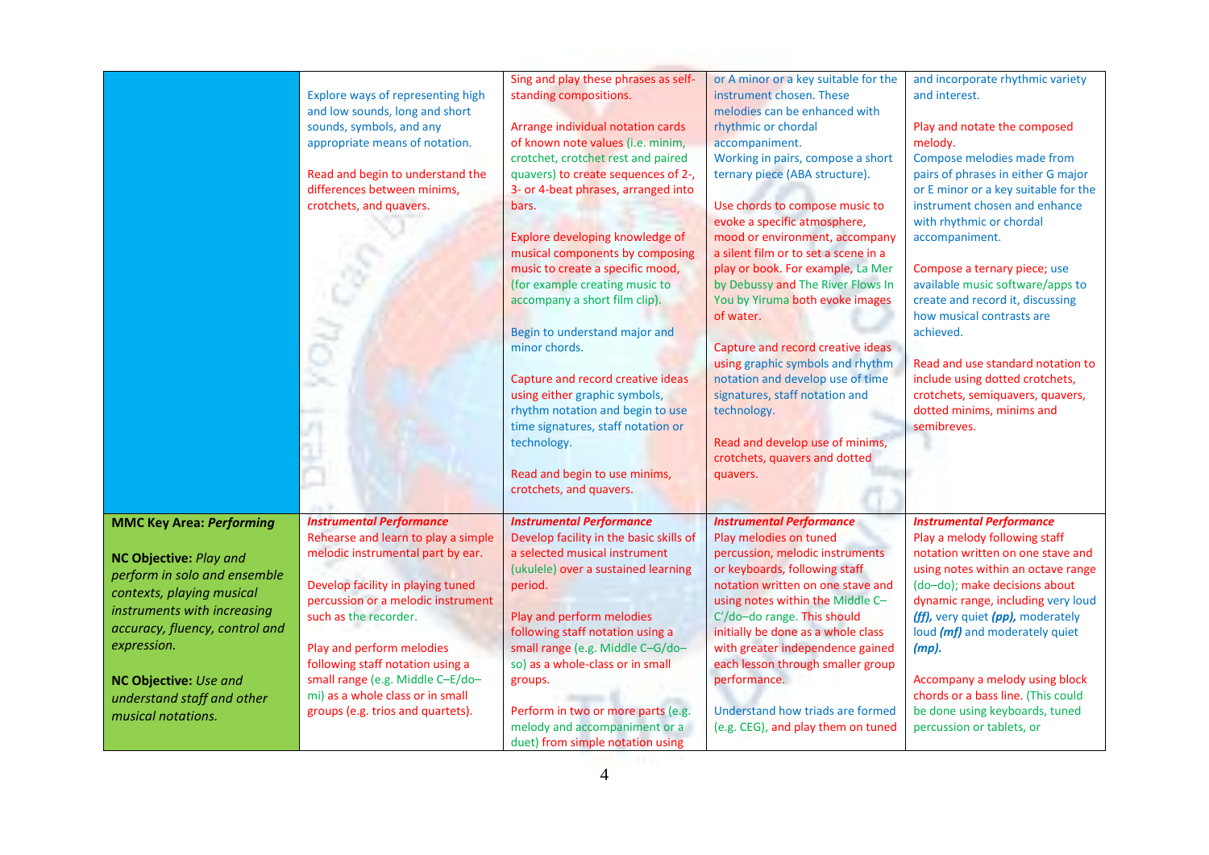| | | | | |
|---|---|---|---|---|
| | Explore ways of representing high and low sounds, long and short sounds, symbols, and any appropriate means of notation.<br><br>Read and begin to understand the differences between minims, crotchets, and quavers. | Sing and play these phrases as self-standing compositions.<br><br>Arrange individual notation cards of known note values (i.e. minim, crotchet, crotchet rest and paired quavers) to create sequences of 2-, 3- or 4-beat phrases, arranged into bars.<br><br>Explore developing knowledge of musical components by composing music to create a specific mood, (for example creating music to accompany a short film clip).<br><br>Begin to understand major and minor chords.<br><br>Capture and record creative ideas using either graphic symbols, rhythm notation and begin to use time signatures, staff notation or technology.<br><br>Read and begin to use minims, crotchets, and quavers. | or A minor or a key suitable for the instrument chosen. These melodies can be enhanced with rhythmic or chordal accompaniment.<br>Working in pairs, compose a short ternary piece (ABA structure).<br><br>Use chords to compose music to evoke a specific atmosphere, mood or environment, accompany a silent film or to set a scene in a play or book. For example, La Mer by Debussy and The River Flows In You by Yiruma both evoke images of water.<br><br>Capture and record creative ideas using graphic symbols and rhythm notation and develop use of time signatures, staff notation and technology.<br><br>Read and develop use of minims, crotchets, quavers and dotted quavers. | and incorporate rhythmic variety and interest.<br><br>Play and notate the composed melody.<br>Compose melodies made from pairs of phrases in either G major or E minor or a key suitable for the instrument chosen and enhance with rhythmic or chordal accompaniment.<br><br>Compose a ternary piece; use available music software/apps to create and record it, discussing how musical contrasts are achieved.<br><br>Read and use standard notation to include using dotted crotchets, crotchets, semiquavers, quavers, dotted minims, minims and semibreves. |
| **MMC Key Area: *Performing***<br><br>**NC Objective:** *Play and perform in solo and ensemble contexts, playing musical instruments with increasing accuracy, fluency, control and expression.*<br><br>**NC Objective:** *Use and understand staff and other musical notations.* | ***Instrumental Performance***<br>Rehearse and learn to play a simple melodic instrumental part by ear.<br><br>Develop facility in playing tuned percussion or a melodic instrument such as the recorder.<br><br>Play and perform melodies following staff notation using a small range (e.g. Middle C–E/do–mi) as a whole class or in small groups (e.g. trios and quartets). | ***Instrumental Performance***<br>Develop facility in the basic skills of a selected musical instrument (ukulele) over a sustained learning period.<br><br>Play and perform melodies following staff notation using a small range (e.g. Middle C–G/do–so) as a whole-class or in small groups.<br><br>Perform in two or more parts (e.g. melody and accompaniment or a duet) from simple notation using | ***Instrumental Performance***<br>Play melodies on tuned percussion, melodic instruments or keyboards, following staff notation written on one stave and using notes within the Middle C–C′/do–do range. This should initially be done as a whole class with greater independence gained each lesson through smaller group performance.<br><br>Understand how triads are formed (e.g. CEG), and play them on tuned | ***Instrumental Performance***<br>Play a melody following staff notation written on one stave and using notes within an octave range (do–do); make decisions about dynamic range, including very loud ***(ff)***, very quiet ***(pp)***, moderately loud ***(mf)*** and moderately quiet ***(mp)***.<br><br>Accompany a melody using block chords or a bass line. (This could be done using keyboards, tuned percussion or tablets, or |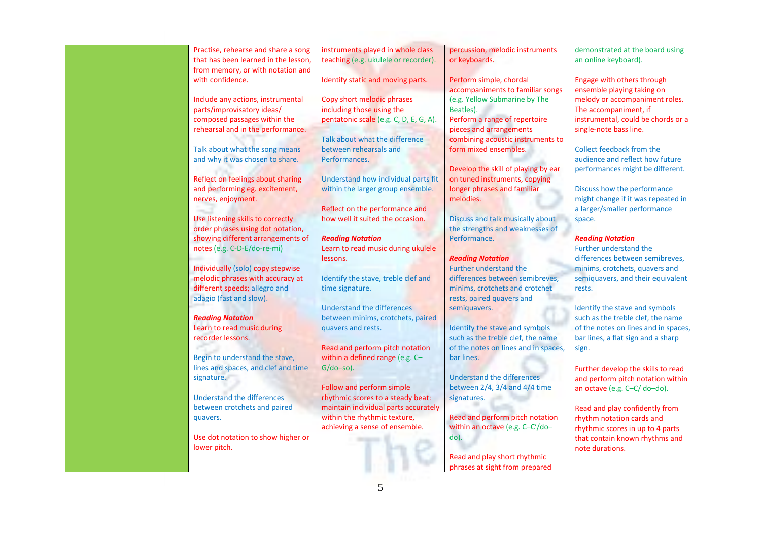| | | | | |
|---|---|---|---|---|
| | Practise, rehearse and share a song that has been learned in the lesson, from memory, or with notation and with confidence.<br><br>Include any actions, instrumental parts/improvisatory ideas/ composed passages within the rehearsal and in the performance.<br><br>Talk about what the song means and why it was chosen to share.<br><br>Reflect on feelings about sharing and performing eg. excitement, nerves, enjoyment.<br><br>Use listening skills to correctly order phrases using dot notation, showing different arrangements of notes (e.g. C-D-E/do-re-mi)<br><br>Individually (solo) copy stepwise melodic phrases with accuracy at different speeds; allegro and adagio (fast and slow).<br><br>***Reading Notation***<br>Learn to read music during recorder lessons.<br><br>Begin to understand the stave, lines and spaces, and clef and time signature.<br><br>Understand the differences between crotchets and paired quavers.<br><br>Use dot notation to show higher or lower pitch. | instruments played in whole class teaching (e.g. ukulele or recorder).<br><br>Identify static and moving parts.<br><br>Copy short melodic phrases including those using the pentatonic scale (e.g. C, D, E, G, A).<br><br>Talk about what the difference between rehearsals and Performances.<br><br>Understand how individual parts fit within the larger group ensemble.<br><br>Reflect on the performance and how well it suited the occasion.<br><br>***Reading Notation***<br>Learn to read music during ukulele lessons.<br><br>Identify the stave, treble clef and time signature.<br><br>Understand the differences between minims, crotchets, paired quavers and rests.<br><br>Read and perform pitch notation within a defined range (e.g. C–G/do–so).<br><br>Follow and perform simple rhythmic scores to a steady beat: maintain individual parts accurately within the rhythmic texture, achieving a sense of ensemble. | percussion, melodic instruments or keyboards.<br><br>Perform simple, chordal accompaniments to familiar songs (e.g. Yellow Submarine by The Beatles).<br>Perform a range of repertoire pieces and arrangements combining acoustic instruments to form mixed ensembles.<br><br>Develop the skill of playing by ear on tuned instruments, copying longer phrases and familiar melodies.<br><br>Discuss and talk musically about the strengths and weaknesses of Performance.<br><br>***Reading Notation***<br>Further understand the differences between semibreves, minims, crotchets and crotchet rests, paired quavers and semiquavers.<br><br>Identify the stave and symbols such as the treble clef, the name of the notes on lines and in spaces, bar lines.<br><br>Understand the differences between 2/4, 3/4 and 4/4 time signatures.<br><br>Read and perform pitch notation within an octave (e.g. C–C'/do–do).<br><br>Read and play short rhythmic phrases at sight from prepared | demonstrated at the board using an online keyboard).<br><br>Engage with others through ensemble playing taking on melody or accompaniment roles. The accompaniment, if instrumental, could be chords or a single-note bass line.<br><br>Collect feedback from the audience and reflect how future performances might be different.<br><br>Discuss how the performance might change if it was repeated in a larger/smaller performance space.<br><br>***Reading Notation***<br>Further understand the differences between semibreves, minims, crotchets, quavers and semiquavers, and their equivalent rests.<br><br>Identify the stave and symbols such as the treble clef, the name of the notes on lines and in spaces, bar lines, a flat sign and a sharp sign.<br><br>Further develop the skills to read and perform pitch notation within an octave (e.g. C–C/ do–do).<br><br>Read and play confidently from rhythm notation cards and rhythmic scores in up to 4 parts that contain known rhythms and note durations. |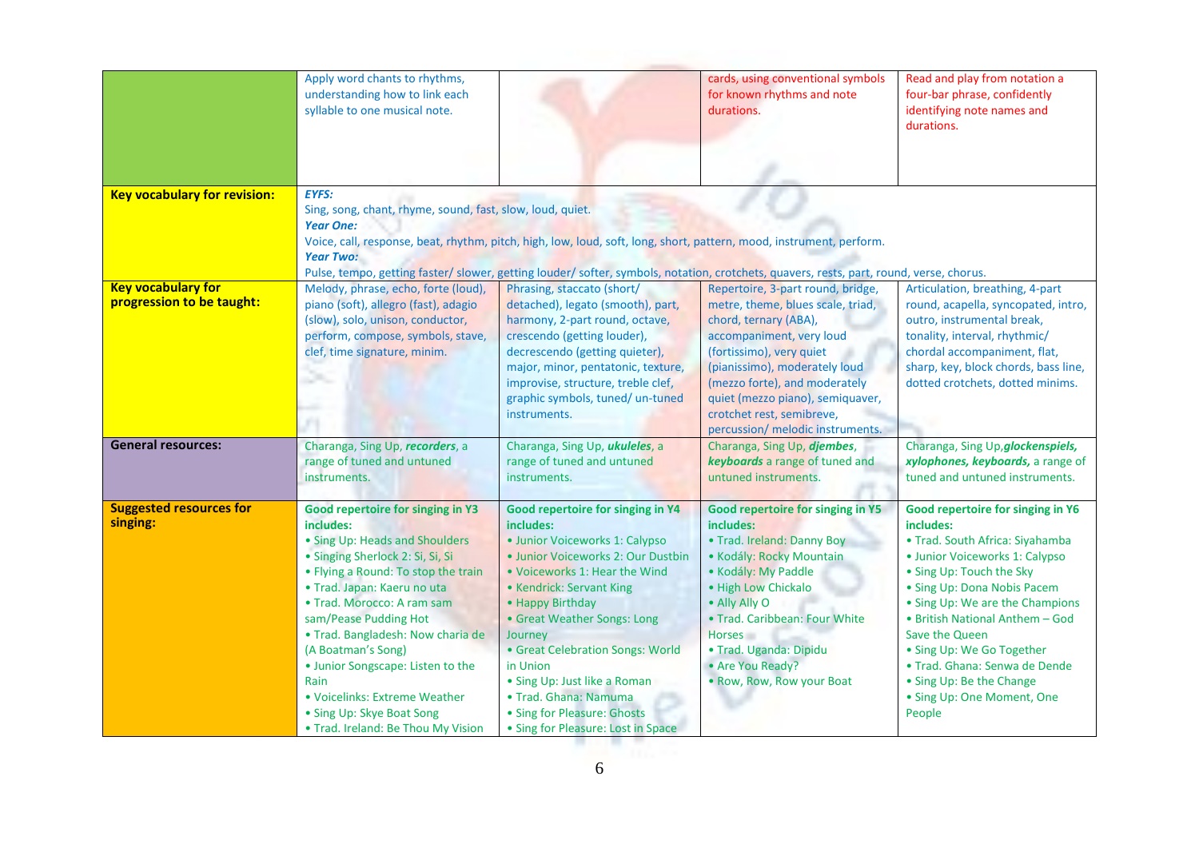| | | | | |
|---|---|---|---|---|
| | Apply word chants to rhythms, understanding how to link each syllable to one musical note. | | cards, using conventional symbols for known rhythms and note durations. | Read and play from notation a four-bar phrase, confidently identifying note names and durations. |
| **Key vocabulary for revision:** | ***EYFS:*** Sing, song, chant, rhyme, sound, fast, slow, loud, quiet. ***Year One:*** Voice, call, response, beat, rhythm, pitch, high, low, loud, soft, long, short, pattern, mood, instrument, perform. ***Year Two:*** Pulse, tempo, getting faster/ slower, getting louder/ softer, symbols, notation, crotchets, quavers, rests, part, round, verse, chorus. | | | |
| **Key vocabulary for progression to be taught:** | Melody, phrase, echo, forte (loud), piano (soft), allegro (fast), adagio (slow), solo, unison, conductor, perform, compose, symbols, stave, clef, time signature, minim. | Phrasing, staccato (short/ detached), legato (smooth), part, harmony, 2-part round, octave, crescendo (getting louder), decrescendo (getting quieter), major, minor, pentatonic, texture, improvise, structure, treble clef, graphic symbols, tuned/ un-tuned instruments. | Repertoire, 3-part round, bridge, metre, theme, blues scale, triad, chord, ternary (ABA), accompaniment, very loud (fortissimo), very quiet (pianissimo), moderately loud (mezzo forte), and moderately quiet (mezzo piano), semiquaver, crotchet rest, semibreve, percussion/ melodic instruments. | Articulation, breathing, 4-part round, acapella, syncopated, intro, outro, instrumental break, tonality, interval, rhythmic/ chordal accompaniment, flat, sharp, key, block chords, bass line, dotted crotchets, dotted minims. |
| **General resources:** | Charanga, Sing Up, ***recorders***, a range of tuned and untuned instruments. | Charanga, Sing Up, ***ukuleles***, a range of tuned and untuned instruments. | Charanga, Sing Up, ***djembes***, ***keyboards*** a range of tuned and untuned instruments. | Charanga, Sing Up, ***glockenspiels, xylophones, keyboards,*** a range of tuned and untuned instruments. |
| **Suggested resources for singing:** | **Good repertoire for singing in Y3 includes:** • Sing Up: Heads and Shoulders • Singing Sherlock 2: Si, Si, Si • Flying a Round: To stop the train • Trad. Japan: Kaeru no uta • Trad. Morocco: A ram sam sam/Pease Pudding Hot • Trad. Bangladesh: Now charia de (A Boatman's Song) • Junior Songscape: Listen to the Rain • Voicelinks: Extreme Weather • Sing Up: Skye Boat Song • Trad. Ireland: Be Thou My Vision | **Good repertoire for singing in Y4 includes:** • Junior Voiceworks 1: Calypso • Junior Voiceworks 2: Our Dustbin • Voiceworks 1: Hear the Wind • Kendrick: Servant King • Happy Birthday • Great Weather Songs: Long Journey • Great Celebration Songs: World in Union • Sing Up: Just like a Roman • Trad. Ghana: Namuma • Sing for Pleasure: Ghosts • Sing for Pleasure: Lost in Space | **Good repertoire for singing in Y5 includes:** • Trad. Ireland: Danny Boy • Kodály: Rocky Mountain • Kodály: My Paddle • High Low Chickalo • Ally Ally O • Trad. Caribbean: Four White Horses • Trad. Uganda: Dipidu • Are You Ready? • Row, Row, Row your Boat | **Good repertoire for singing in Y6 includes:** • Trad. South Africa: Siyahamba • Junior Voiceworks 1: Calypso • Sing Up: Touch the Sky • Sing Up: Dona Nobis Pacem • Sing Up: We are the Champions • British National Anthem – God Save the Queen • Sing Up: We Go Together • Trad. Ghana: Senwa de Dende • Sing Up: Be the Change • Sing Up: One Moment, One People |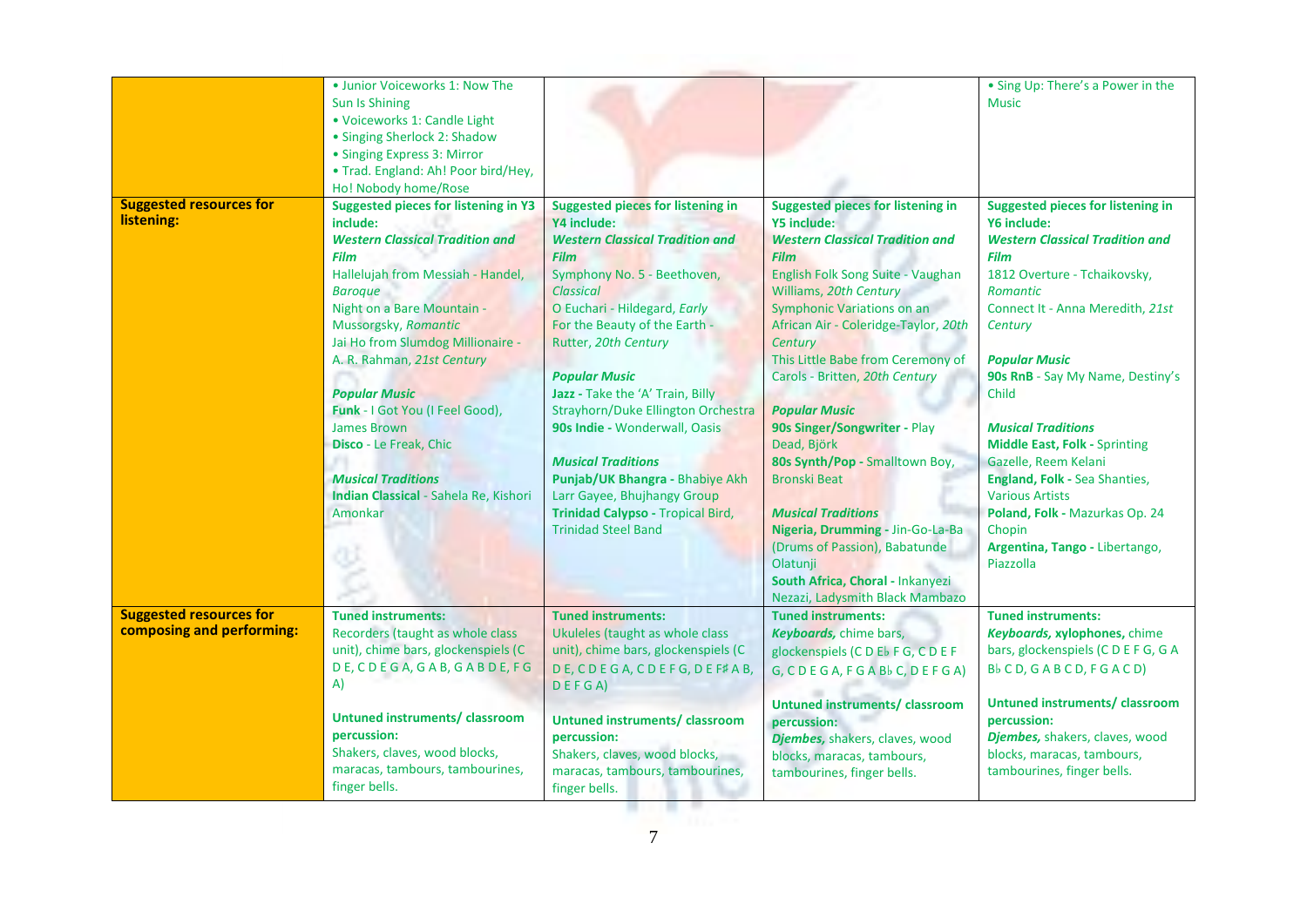| | | | | |
|---|---|---|---|---|
| | • Junior Voiceworks 1: Now The Sun Is Shining<br>• Voiceworks 1: Candle Light<br>• Singing Sherlock 2: Shadow<br>• Singing Express 3: Mirror<br>• Trad. England: Ah! Poor bird/Hey, Ho! Nobody home/Rose | | | • Sing Up: There's a Power in the Music |
| **Suggested resources for listening:** | **Suggested pieces for listening in Y3 include:**<br>***Western Classical Tradition and Film***<br>Hallelujah from Messiah - Handel, *Baroque*<br>Night on a Bare Mountain - Mussorgsky, *Romantic*<br>Jai Ho from Slumdog Millionaire - A. R. Rahman, *21st Century*<br><br>***Popular Music***<br>**Funk** - I Got You (I Feel Good), James Brown<br>**Disco** - Le Freak, Chic<br><br>***Musical Traditions***<br>**Indian Classical** - Sahela Re, Kishori Amonkar | **Suggested pieces for listening in Y4 include:**<br>***Western Classical Tradition and Film***<br>Symphony No. 5 - Beethoven, *Classical*<br>O Euchari - Hildegard, *Early*<br>For the Beauty of the Earth - Rutter, *20th Century*<br><br>***Popular Music***<br>**Jazz -** Take the 'A' Train, Billy Strayhorn/Duke Ellington Orchestra<br>**90s Indie -** Wonderwall, Oasis<br><br>***Musical Traditions***<br>**Punjab/UK Bhangra -** Bhabiye Akh Larr Gayee, Bhujhangy Group<br>**Trinidad Calypso -** Tropical Bird, Trinidad Steel Band | **Suggested pieces for listening in Y5 include:**<br>***Western Classical Tradition and Film***<br>English Folk Song Suite - Vaughan Williams, *20th Century*<br>Symphonic Variations on an African Air - Coleridge-Taylor, *20th Century*<br>This Little Babe from Ceremony of Carols - Britten, *20th Century*<br><br>***Popular Music***<br>**90s Singer/Songwriter -** Play Dead, Björk<br>**80s Synth/Pop -** Smalltown Boy, Bronski Beat<br><br>***Musical Traditions***<br>**Nigeria, Drumming -** Jin-Go-La-Ba (Drums of Passion), Babatunde Olatunji<br>**South Africa, Choral -** Inkanyezi Nezazi, Ladysmith Black Mambazo | **Suggested pieces for listening in Y6 include:**<br>***Western Classical Tradition and Film***<br>1812 Overture - Tchaikovsky, *Romantic*<br>Connect It - Anna Meredith, *21st Century*<br><br>***Popular Music***<br>**90s RnB** - Say My Name, Destiny's Child<br><br>***Musical Traditions***<br>**Middle East, Folk -** Sprinting Gazelle, Reem Kelani<br>**England, Folk -** Sea Shanties, Various Artists<br>**Poland, Folk -** Mazurkas Op. 24 Chopin<br>**Argentina, Tango -** Libertango, Piazzolla |
| **Suggested resources for composing and performing:** | **Tuned instruments:**<br>Recorders (taught as whole class unit), chime bars, glockenspiels (C D E, C D E G A, G A B, G A B D E, F G A)<br><br>**Untuned instruments/ classroom percussion:**<br>Shakers, claves, wood blocks, maracas, tambours, tambourines, finger bells. | **Tuned instruments:**<br>Ukuleles (taught as whole class unit), chime bars, glockenspiels (C D E, C D E G A, C D E F G, D E F♯ A B, D E F G A)<br><br>**Untuned instruments/ classroom percussion:**<br>Shakers, claves, wood blocks, maracas, tambours, tambourines, finger bells. | **Tuned instruments:**<br>***Keyboards,*** chime bars, glockenspiels (C D E♭ F G, C D E F G, C D E G A, F G A B♭ C, D E F G A)<br><br>**Untuned instruments/ classroom percussion:**<br>***Djembes,*** shakers, claves, wood blocks, maracas, tambours, tambourines, finger bells. | **Tuned instruments:**<br>***Keyboards,* xylophones,** chime bars, glockenspiels (C D E F G, G A B♭ C D, G A B C D, F G A C D)<br><br>**Untuned instruments/ classroom percussion:**<br>***Djembes,*** shakers, claves, wood blocks, maracas, tambours, tambourines, finger bells. |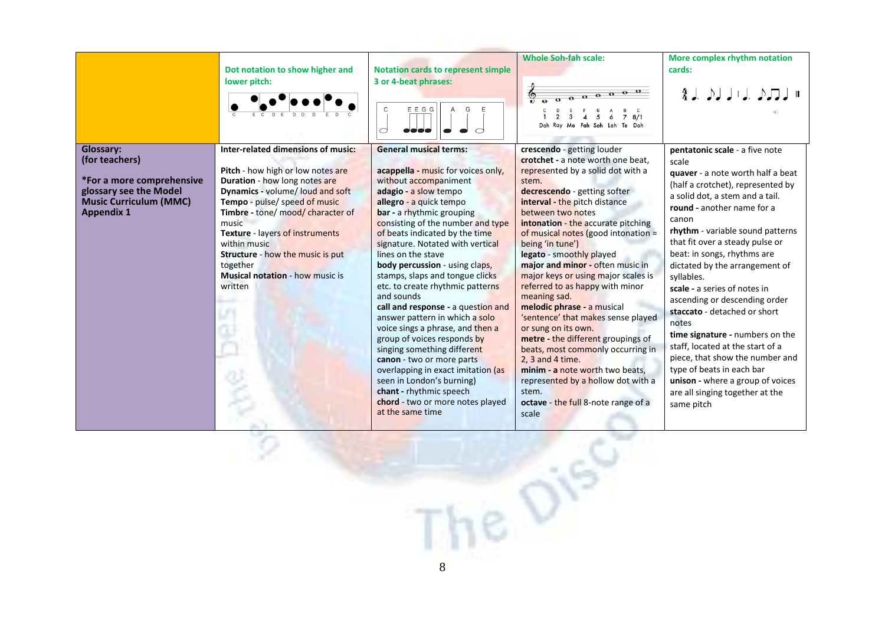| | Dot notation to show higher and lower pitch: | Notation cards to represent simple 3 or 4-beat phrases: | Whole Soh-fah scale: | More complex rhythm notation cards: |
|---|---|---|---|---|
| | C E C D E D D D E D C | C E E G G A G E | C D E F G A B C<br>1 2 3 4 5 6 7 8/1<br>Doh Ray Me Fah Soh Lah Te Doh | |
| **Glossary: (for teachers)**<br><br>***For a more comprehensive glossary see the Model Music Curriculum (MMC) Appendix 1** | **Inter-related dimensions of music:**<br><br>**Pitch** - how high or low notes are<br>**Duration** - how long notes are<br>**Dynamics -** volume/ loud and soft<br>**Tempo** - pulse/ speed of music<br>**Timbre -** tone/ mood/ character of music<br>**Texture** - layers of instruments within music<br>**Structure** - how the music is put together<br>**Musical notation** - how music is written | **General musical terms:**<br><br>**acappella -** music for voices only, without accompaniment<br>**adagio -** a slow tempo<br>**allegro** - a quick tempo<br>**bar -** a rhythmic grouping consisting of the number and type of beats indicated by the time signature. Notated with vertical lines on the stave<br>**body percussion** - using claps, stamps, slaps and tongue clicks etc. to create rhythmic patterns and sounds<br>**call and response -** a question and answer pattern in which a solo voice sings a phrase, and then a group of voices responds by singing something different<br>**canon** - two or more parts overlapping in exact imitation (as seen in London's burning)<br>**chant -** rhythmic speech<br>**chord** - two or more notes played at the same time | **crescendo** - getting louder<br>**crotchet -** a note worth one beat, represented by a solid dot with a stem.<br>**decrescendo** - getting softer<br>**interval -** the pitch distance between two notes<br>**intonation** - the accurate pitching of musical notes (good intonation = being 'in tune')<br>**legato** - smoothly played<br>**major and minor -** often music in major keys or using major scales is referred to as happy with minor meaning sad.<br>**melodic phrase -** a musical 'sentence' that makes sense played or sung on its own.<br>**metre -** the different groupings of beats, most commonly occurring in 2, 3 and 4 time.<br>**minim - a** note worth two beats, represented by a hollow dot with a stem.<br>**octave** - the full 8-note range of a scale | **pentatonic scale** - a five note scale<br>**quaver** - a note worth half a beat (half a crotchet), represented by a solid dot, a stem and a tail.<br>**round -** another name for a canon<br>**rhythm** - variable sound patterns that fit over a steady pulse or beat: in songs, rhythms are dictated by the arrangement of syllables.<br>**scale -** a series of notes in ascending or descending order<br>**staccato** - detached or short notes<br>**time signature -** numbers on the staff, located at the start of a piece, that show the number and type of beats in each bar<br>**unison -** where a group of voices are all singing together at the same pitch |